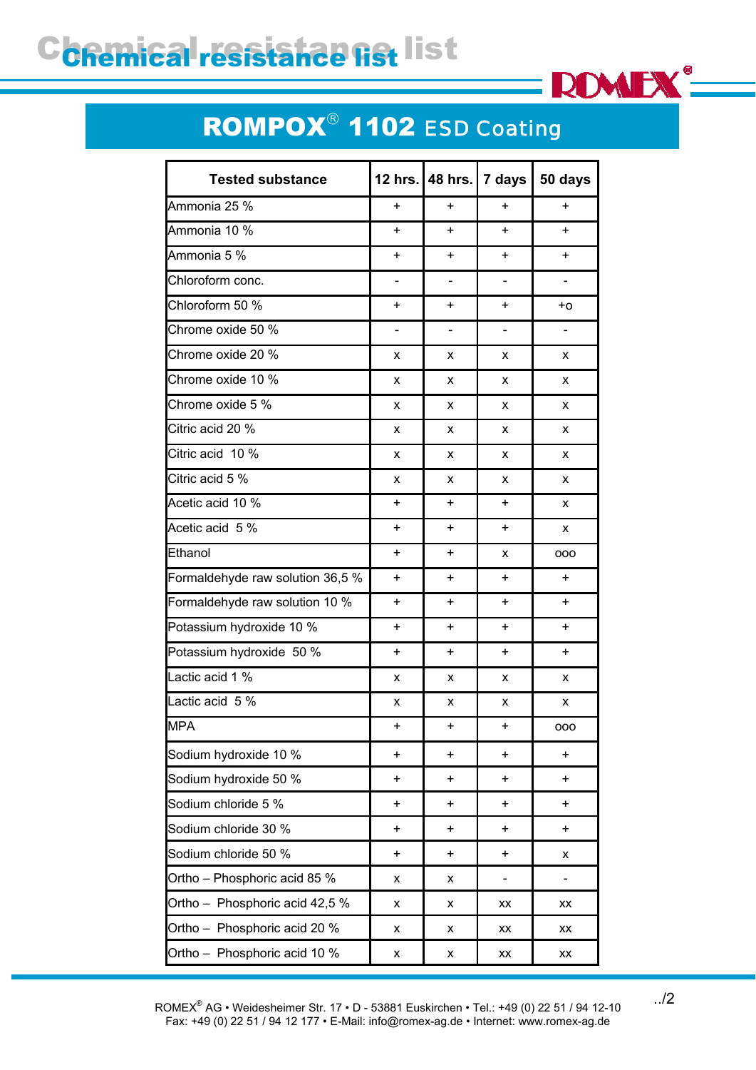# Chemical resistance list

## ROMPOX® 1102 ESD Coating

| Tested substance | 12 hrs. | 48 hrs. | 7 days | 50 days |
|---|---|---|---|---|
| Ammonia 25 % | + | + | + | + |
| Ammonia 10 % | + | + | + | + |
| Ammonia 5 % | + | + | + | + |
| Chloroform conc. | - | - | - | - |
| Chloroform 50 % | + | + | + | +o |
| Chrome oxide 50 % | - | - | - | - |
| Chrome oxide 20 % | x | x | x | x |
| Chrome oxide 10 % | x | x | x | x |
| Chrome oxide 5 % | x | x | x | x |
| Citric acid 20 % | x | x | x | x |
| Citric acid 10 % | x | x | x | x |
| Citric acid 5 % | x | x | x | x |
| Acetic acid 10 % | + | + | + | x |
| Acetic acid 5 % | + | + | + | x |
| Ethanol | + | + | x | ooo |
| Formaldehyde raw solution 36,5 % | + | + | + | + |
| Formaldehyde raw solution 10 % | + | + | + | + |
| Potassium hydroxide 10 % | + | + | + | + |
| Potassium hydroxide 50 % | + | + | + | + |
| Lactic acid 1 % | x | x | x | x |
| Lactic acid 5 % | x | x | x | x |
| MPA | + | + | + | ooo |
| Sodium hydroxide 10 % | + | + | + | + |
| Sodium hydroxide 50 % | + | + | + | + |
| Sodium chloride 5 % | + | + | + | + |
| Sodium chloride 30 % | + | + | + | + |
| Sodium chloride 50 % | + | + | + | x |
| Ortho – Phosphoric acid 85 % | x | x | - | - |
| Ortho – Phosphoric acid 42,5 % | x | x | xx | xx |
| Ortho – Phosphoric acid 20 % | x | x | xx | xx |
| Ortho – Phosphoric acid 10 % | x | x | xx | xx |

ROMEX® AG • Weidesheimer Str. 17 • D - 53881 Euskirchen • Tel.: +49 (0) 22 51 / 94 12-10
Fax: +49 (0) 22 51 / 94 12 177 • E-Mail: info@romex-ag.de • Internet: www.romex-ag.de

../2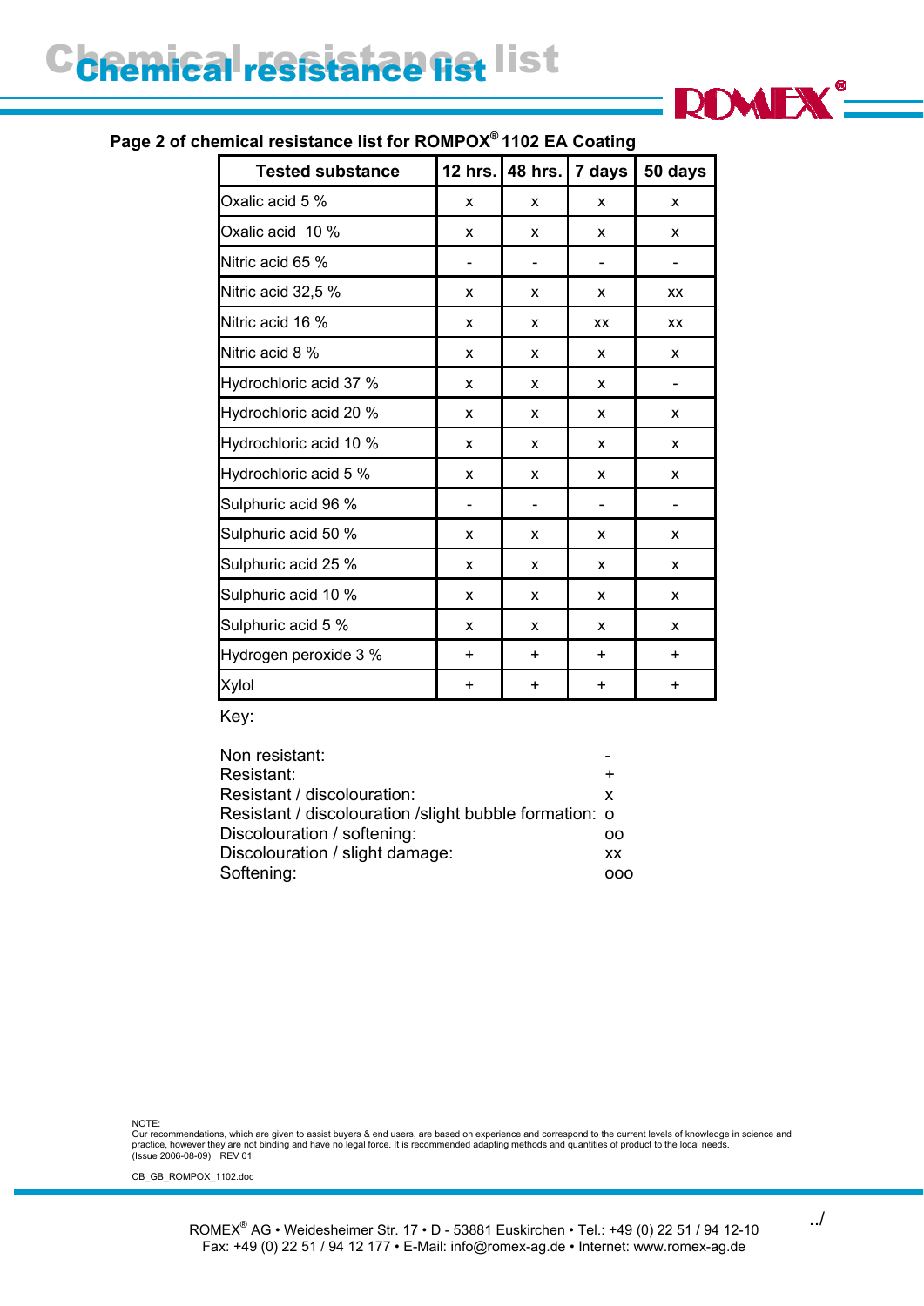# Chemical resistance list

### Page 2 of chemical resistance list for ROMPOX® 1102 EA Coating

| Tested substance | 12 hrs. | 48 hrs. | 7 days | 50 days |
|---|---|---|---|---|
| Oxalic acid 5 % | x | x | x | x |
| Oxalic acid 10 % | x | x | x | x |
| Nitric acid 65 % | - | - | - | - |
| Nitric acid 32,5 % | x | x | x | xx |
| Nitric acid 16 % | x | x | xx | xx |
| Nitric acid 8 % | x | x | x | x |
| Hydrochloric acid 37 % | x | x | x | - |
| Hydrochloric acid 20 % | x | x | x | x |
| Hydrochloric acid 10 % | x | x | x | x |
| Hydrochloric acid 5 % | x | x | x | x |
| Sulphuric acid 96 % | - | - | - | - |
| Sulphuric acid 50 % | x | x | x | x |
| Sulphuric acid 25 % | x | x | x | x |
| Sulphuric acid 10 % | x | x | x | x |
| Sulphuric acid 5 % | x | x | x | x |
| Hydrogen peroxide 3 % | + | + | + | + |
| Xylol | + | + | + | + |

Key:

| | |
|---|---|
| Non resistant: | - |
| Resistant: | + |
| Resistant / discolouration: | x |
| Resistant / discolouration /slight bubble formation: | o |
| Discolouration / softening: | oo |
| Discolouration / slight damage: | xx |
| Softening: | ooo |

NOTE:
Our recommendations, which are given to assist buyers & end users, are based on experience and correspond to the current levels of knowledge in science and practice, however they are not binding and have no legal force. It is recommended adapting methods and quantities of product to the local needs.
(Issue 2006-08-09) REV 01

CB_GB_ROMPOX_1102.doc

ROMEX® AG • Weidesheimer Str. 17 • D - 53881 Euskirchen • Tel.: +49 (0) 22 51 / 94 12-10
Fax: +49 (0) 22 51 / 94 12 177 • E-Mail: info@romex-ag.de • Internet: www.romex-ag.de